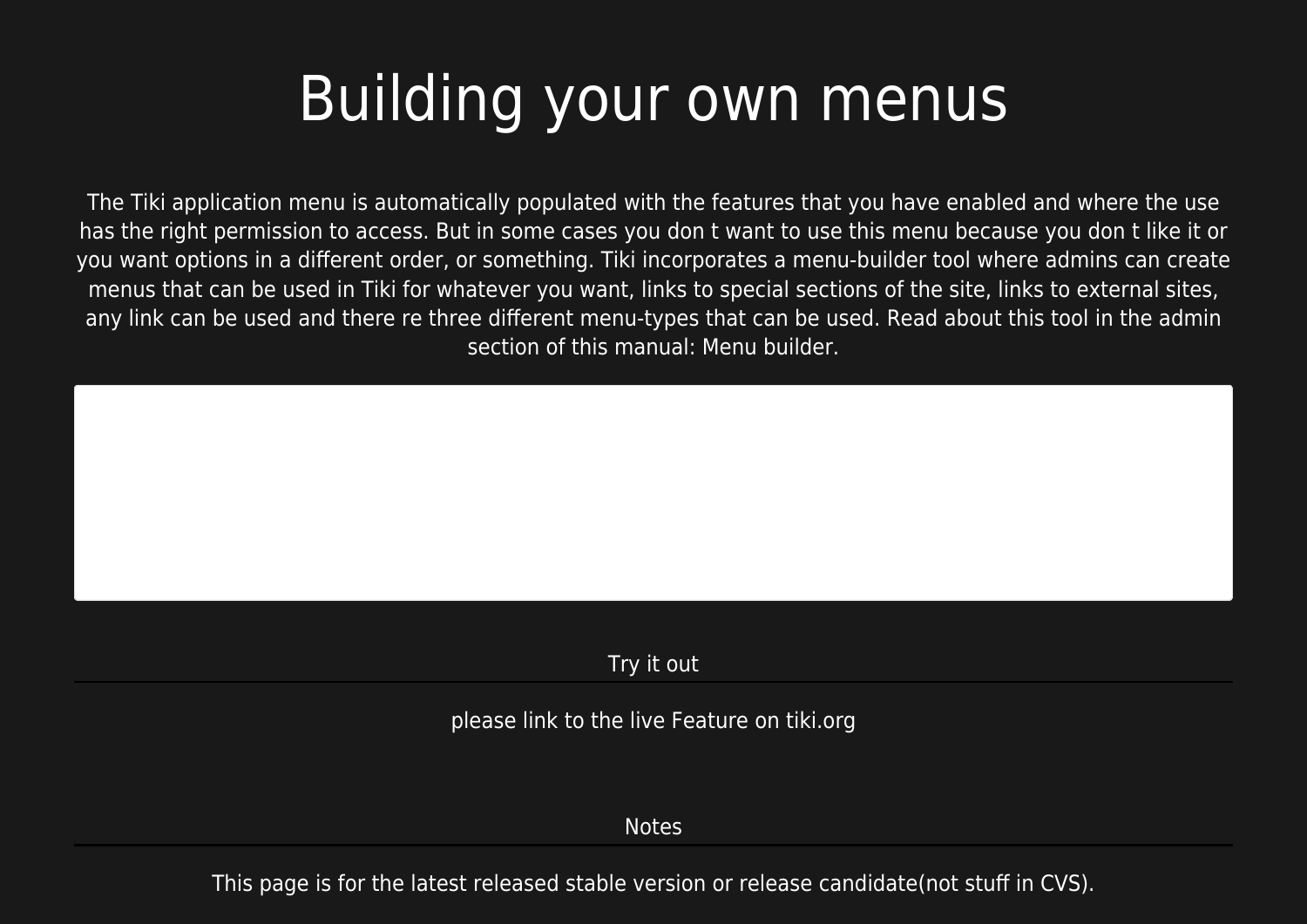# Building your own menus

The Tiki application menu is automatically populated with the features that you have enabled and where the use has the right permission to access. But in some cases you don t want to use this menu because you don t like it or you want options in a different order, or something. Tiki incorporates a menu-builder tool where admins can create menus that can be used in Tiki for whatever you want, links to special sections of the site, links to external sites, any link can be used and there re three different menu-types that can be used. Read about this tool in the admin section of this manual: Menu builder.

## Try it out

please link to the live Feature on tiki.org

## Notes

This page is for the latest released stable version or release candidate(not stuff in CVS).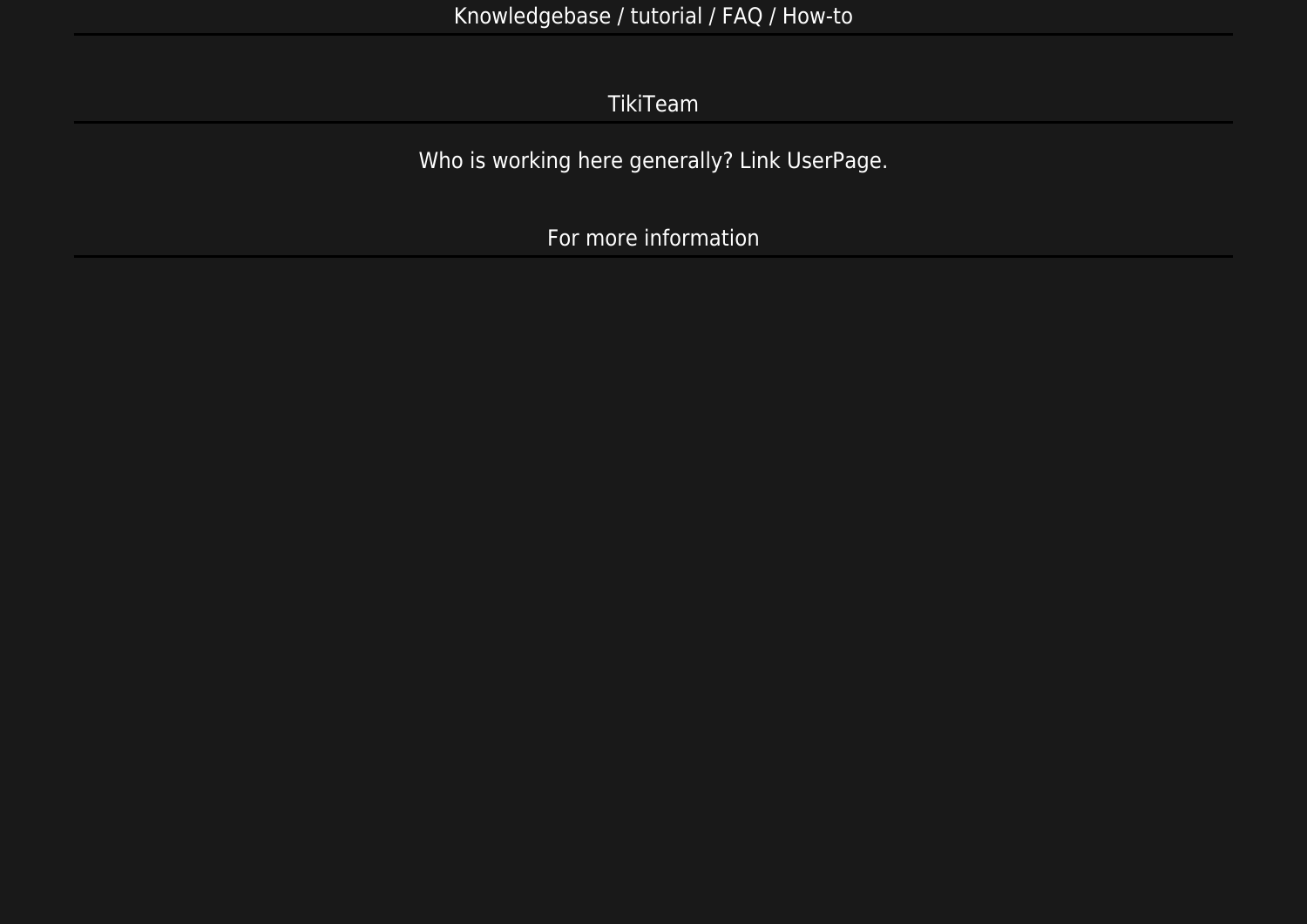## Knowledgebase / tutorial / FAQ / How-to

## TikiTeam

Who is working here generally? Link UserPage.

## For more information